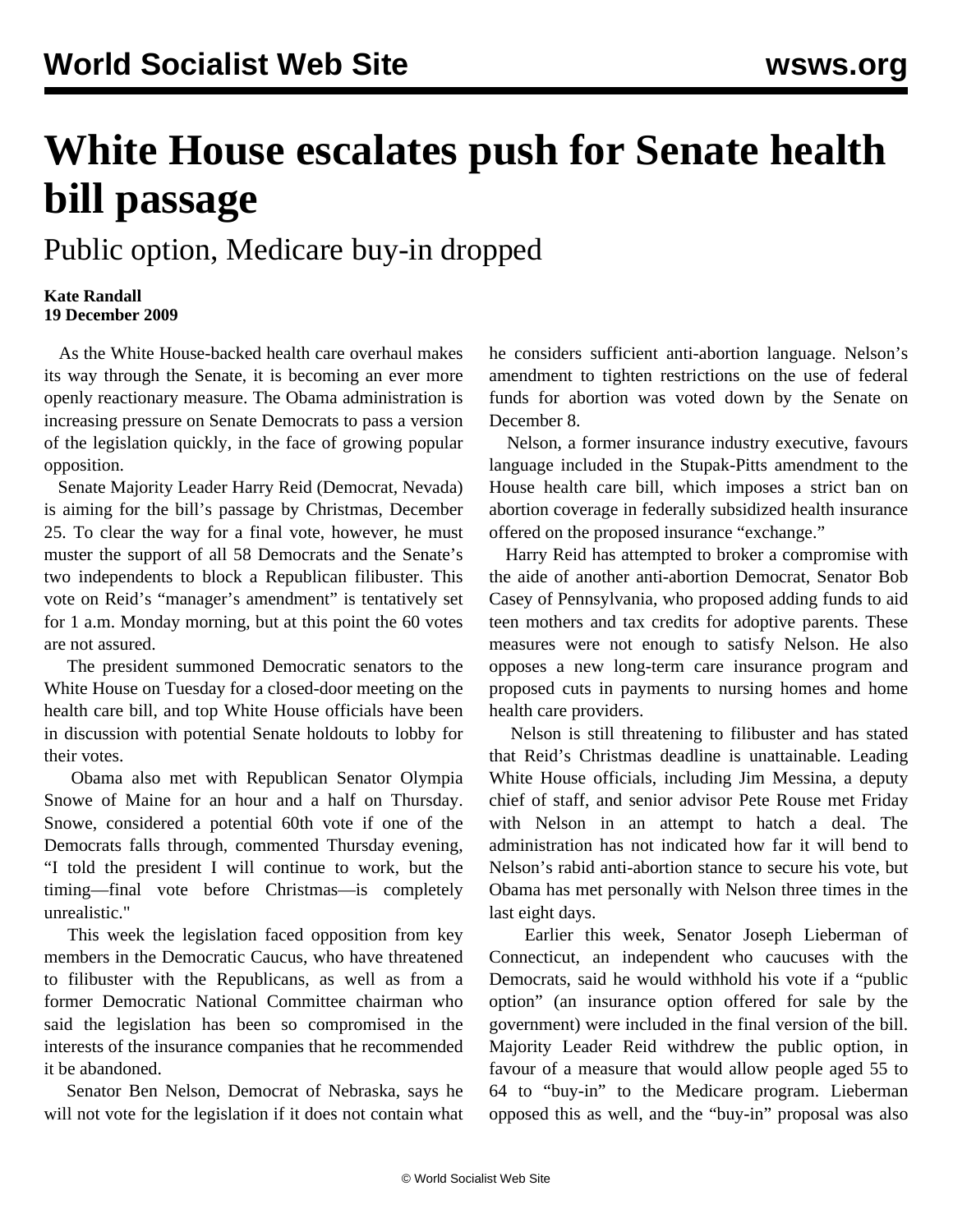# White House escalates push for Senate health bill passage

## Public option, Medicare buy-in dropped

**Kate Randall**
**19 December 2009**

As the White House-backed health care overhaul makes its way through the Senate, it is becoming an ever more openly reactionary measure. The Obama administration is increasing pressure on Senate Democrats to pass a version of the legislation quickly, in the face of growing popular opposition.

Senate Majority Leader Harry Reid (Democrat, Nevada) is aiming for the bill's passage by Christmas, December 25. To clear the way for a final vote, however, he must muster the support of all 58 Democrats and the Senate's two independents to block a Republican filibuster. This vote on Reid's "manager's amendment" is tentatively set for 1 a.m. Monday morning, but at this point the 60 votes are not assured.

The president summoned Democratic senators to the White House on Tuesday for a closed-door meeting on the health care bill, and top White House officials have been in discussion with potential Senate holdouts to lobby for their votes.

Obama also met with Republican Senator Olympia Snowe of Maine for an hour and a half on Thursday. Snowe, considered a potential 60th vote if one of the Democrats falls through, commented Thursday evening, "I told the president I will continue to work, but the timing—final vote before Christmas—is completely unrealistic."

This week the legislation faced opposition from key members in the Democratic Caucus, who have threatened to filibuster with the Republicans, as well as from a former Democratic National Committee chairman who said the legislation has been so compromised in the interests of the insurance companies that he recommended it be abandoned.

Senator Ben Nelson, Democrat of Nebraska, says he will not vote for the legislation if it does not contain what he considers sufficient anti-abortion language. Nelson's amendment to tighten restrictions on the use of federal funds for abortion was voted down by the Senate on December 8.

Nelson, a former insurance industry executive, favours language included in the Stupak-Pitts amendment to the House health care bill, which imposes a strict ban on abortion coverage in federally subsidized health insurance offered on the proposed insurance "exchange."

Harry Reid has attempted to broker a compromise with the aide of another anti-abortion Democrat, Senator Bob Casey of Pennsylvania, who proposed adding funds to aid teen mothers and tax credits for adoptive parents. These measures were not enough to satisfy Nelson. He also opposes a new long-term care insurance program and proposed cuts in payments to nursing homes and home health care providers.

Nelson is still threatening to filibuster and has stated that Reid's Christmas deadline is unattainable. Leading White House officials, including Jim Messina, a deputy chief of staff, and senior advisor Pete Rouse met Friday with Nelson in an attempt to hatch a deal. The administration has not indicated how far it will bend to Nelson's rabid anti-abortion stance to secure his vote, but Obama has met personally with Nelson three times in the last eight days.

Earlier this week, Senator Joseph Lieberman of Connecticut, an independent who caucuses with the Democrats, said he would withhold his vote if a "public option" (an insurance option offered for sale by the government) were included in the final version of the bill. Majority Leader Reid withdrew the public option, in favour of a measure that would allow people aged 55 to 64 to "buy-in" to the Medicare program. Lieberman opposed this as well, and the "buy-in" proposal was also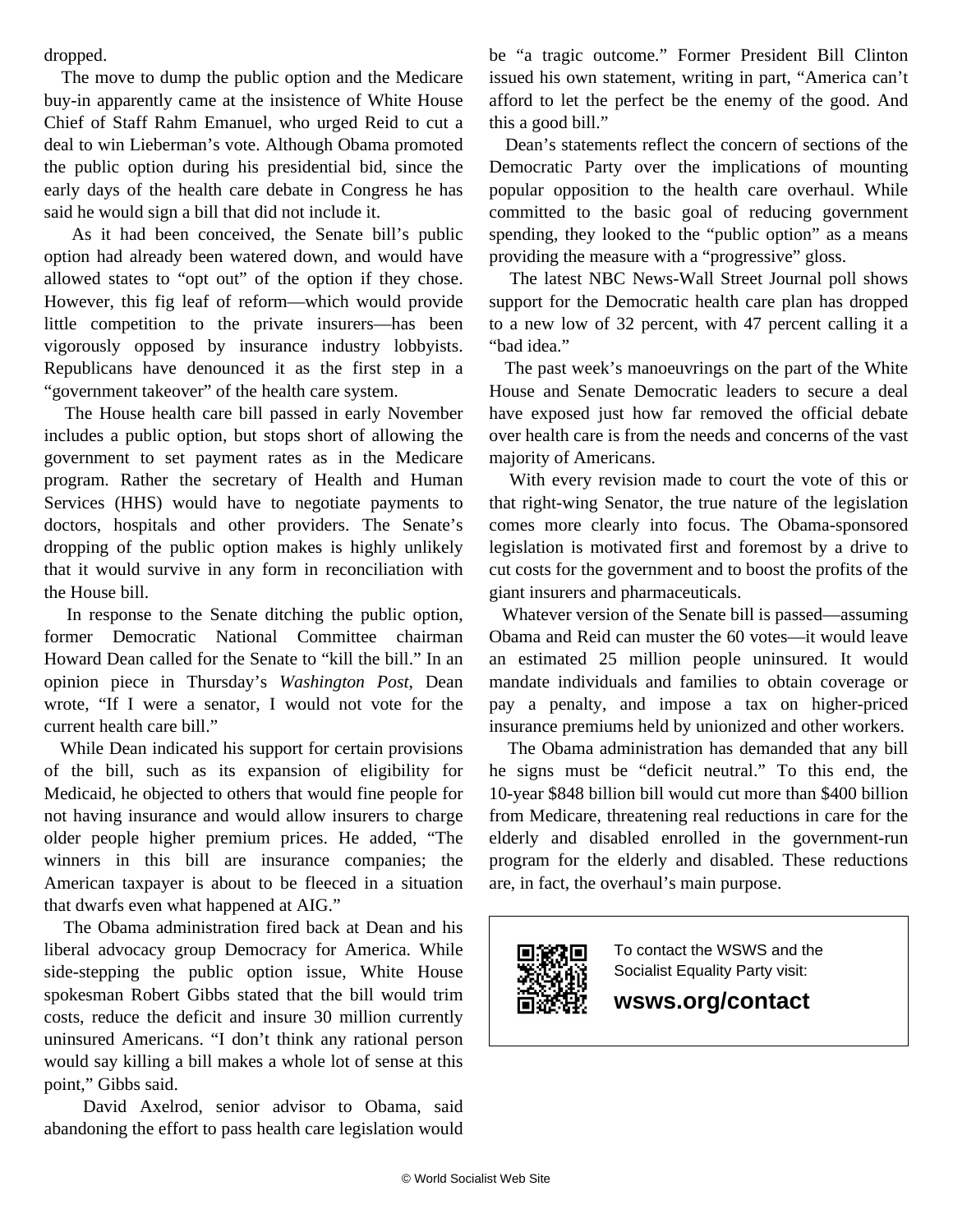dropped.

The move to dump the public option and the Medicare buy-in apparently came at the insistence of White House Chief of Staff Rahm Emanuel, who urged Reid to cut a deal to win Lieberman's vote. Although Obama promoted the public option during his presidential bid, since the early days of the health care debate in Congress he has said he would sign a bill that did not include it.

As it had been conceived, the Senate bill's public option had already been watered down, and would have allowed states to "opt out" of the option if they chose. However, this fig leaf of reform—which would provide little competition to the private insurers—has been vigorously opposed by insurance industry lobbyists. Republicans have denounced it as the first step in a "government takeover" of the health care system.

The House health care bill passed in early November includes a public option, but stops short of allowing the government to set payment rates as in the Medicare program. Rather the secretary of Health and Human Services (HHS) would have to negotiate payments to doctors, hospitals and other providers. The Senate's dropping of the public option makes is highly unlikely that it would survive in any form in reconciliation with the House bill.

In response to the Senate ditching the public option, former Democratic National Committee chairman Howard Dean called for the Senate to "kill the bill." In an opinion piece in Thursday's *Washington Post*, Dean wrote, "If I were a senator, I would not vote for the current health care bill."

While Dean indicated his support for certain provisions of the bill, such as its expansion of eligibility for Medicaid, he objected to others that would fine people for not having insurance and would allow insurers to charge older people higher premium prices. He added, "The winners in this bill are insurance companies; the American taxpayer is about to be fleeced in a situation that dwarfs even what happened at AIG."

The Obama administration fired back at Dean and his liberal advocacy group Democracy for America. While side-stepping the public option issue, White House spokesman Robert Gibbs stated that the bill would trim costs, reduce the deficit and insure 30 million currently uninsured Americans. "I don't think any rational person would say killing a bill makes a whole lot of sense at this point," Gibbs said.

David Axelrod, senior advisor to Obama, said abandoning the effort to pass health care legislation would be "a tragic outcome." Former President Bill Clinton issued his own statement, writing in part, "America can't afford to let the perfect be the enemy of the good. And this a good bill."

Dean's statements reflect the concern of sections of the Democratic Party over the implications of mounting popular opposition to the health care overhaul. While committed to the basic goal of reducing government spending, they looked to the "public option" as a means providing the measure with a "progressive" gloss.

The latest NBC News-Wall Street Journal poll shows support for the Democratic health care plan has dropped to a new low of 32 percent, with 47 percent calling it a "bad idea."

The past week's manoeuvrings on the part of the White House and Senate Democratic leaders to secure a deal have exposed just how far removed the official debate over health care is from the needs and concerns of the vast majority of Americans.

With every revision made to court the vote of this or that right-wing Senator, the true nature of the legislation comes more clearly into focus. The Obama-sponsored legislation is motivated first and foremost by a drive to cut costs for the government and to boost the profits of the giant insurers and pharmaceuticals.

Whatever version of the Senate bill is passed—assuming Obama and Reid can muster the 60 votes—it would leave an estimated 25 million people uninsured. It would mandate individuals and families to obtain coverage or pay a penalty, and impose a tax on higher-priced insurance premiums held by unionized and other workers.

The Obama administration has demanded that any bill he signs must be "deficit neutral." To this end, the 10-year $848 billion bill would cut more than $400 billion from Medicare, threatening real reductions in care for the elderly and disabled enrolled in the government-run program for the elderly and disabled. These reductions are, in fact, the overhaul's main purpose.

To contact the WSWS and the Socialist Equality Party visit:

**wsws.org/contact**